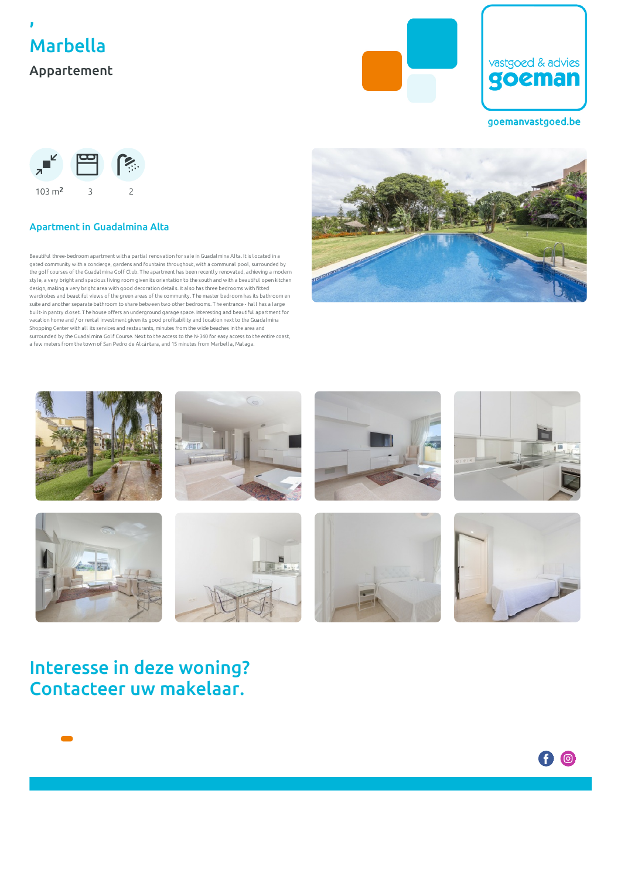'

# Marbella

Appartement

vastgoed & advies goeman

goemanvastgoed.be

103 m$^2$ | 3 | 2

## Apartment in Guadalmina Alta

Beautiful three-bedroom apartment with a partial renovation for sale in Guadalmina Alta. It is located in a gated community with a concierge, gardens and fountains throughout, with a communal pool, surrounded by the golf courses of the Guadalmina Golf Club. The apartment has been recently renovated, achieving a modern style, a very bright and spacious living room given its orientation to the south and with a beautiful open kitchen design, making a very bright area with good decoration details. It also has three bedrooms with fitted wardrobes and beautiful views of the green areas of the community. The master bedroom has its bathroom en suite and another separate bathroom to share between two other bedrooms. The entrance - hall has a large built-in pantry closet. The house offers an underground garage space. Interesting and beautiful apartment for vacation home and / or rental investment given its good profitability and location next to the Guadalmina Shopping Center with all its services and restaurants, minutes from the wide beaches in the area and surrounded by the Guadalmina Golf Course. Next to the access to the N-340 for easy access to the entire coast, a few meters from the town of San Pedro de Alcántara, and 15 minutes from Marbella, Malaga.

## Interesse in deze woning? Contacteer uw makelaar.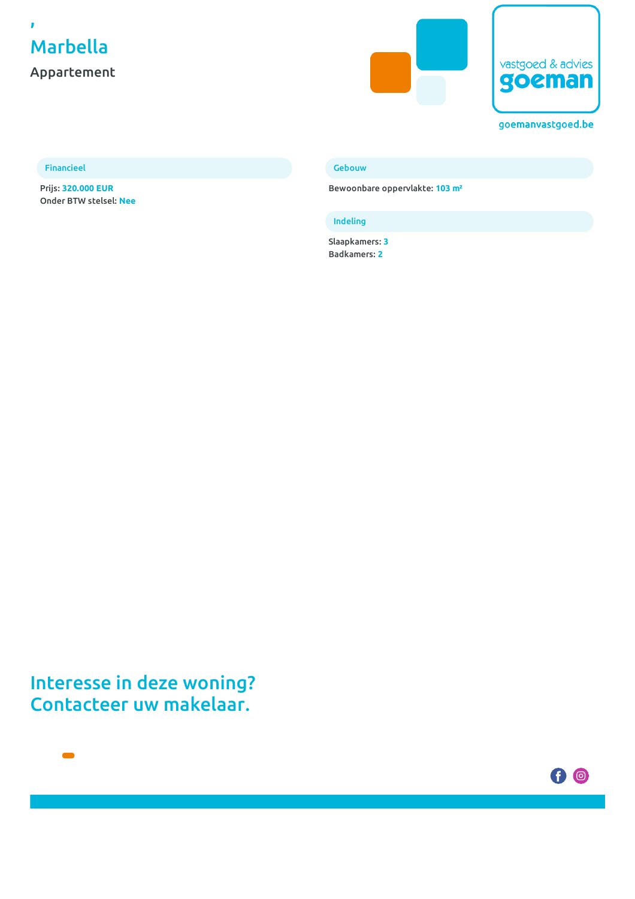,

# Marbella

Appartement

vastgoed & advies goeman

goemanvastgoed.be

## Financieel

**Prijs:** 320.000 EUR
**Onder BTW stelsel:** Nee

## Gebouw

**Bewoonbare oppervlakte:** 103 m²

## Indeling

**Slaapkamers:** 3
**Badkamers:** 2

## Interesse in deze woning? Contacteer uw makelaar.